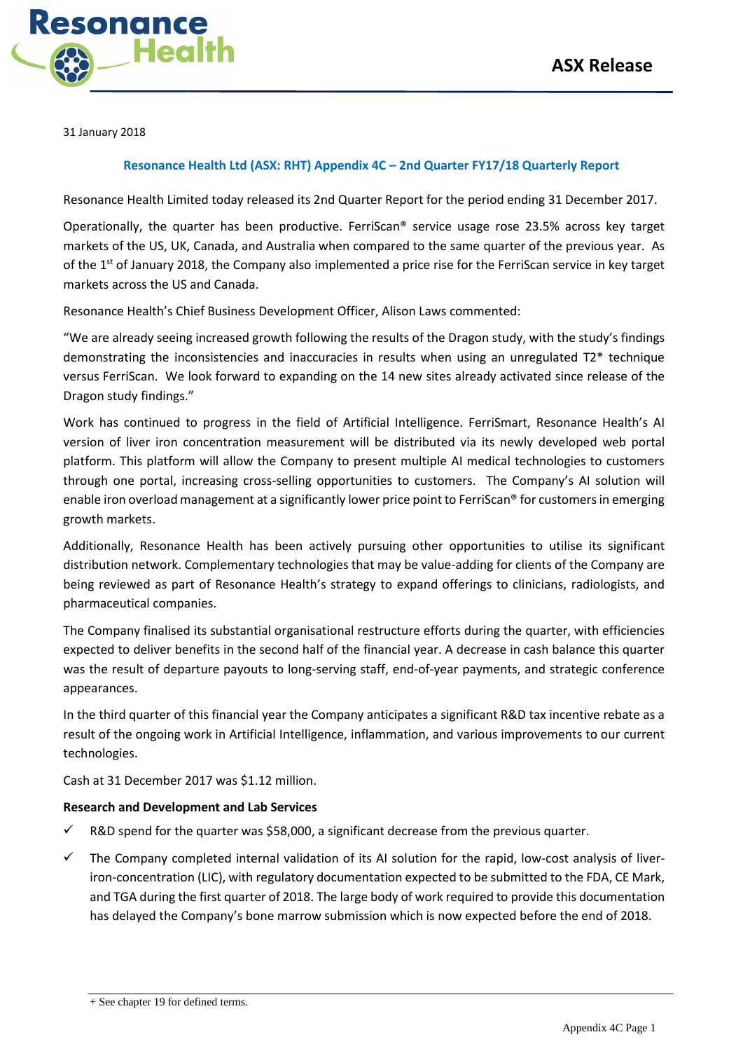ASX Release

31 January 2018

## Resonance Health Ltd (ASX: RHT) Appendix 4C – 2nd Quarter FY17/18 Quarterly Report

Resonance Health Limited today released its 2nd Quarter Report for the period ending 31 December 2017.

Operationally, the quarter has been productive. FerriScan® service usage rose 23.5% across key target markets of the US, UK, Canada, and Australia when compared to the same quarter of the previous year. As of the 1st of January 2018, the Company also implemented a price rise for the FerriScan service in key target markets across the US and Canada.

Resonance Health's Chief Business Development Officer, Alison Laws commented:

"We are already seeing increased growth following the results of the Dragon study, with the study's findings demonstrating the inconsistencies and inaccuracies in results when using an unregulated T2* technique versus FerriScan. We look forward to expanding on the 14 new sites already activated since release of the Dragon study findings."

Work has continued to progress in the field of Artificial Intelligence. FerriSmart, Resonance Health's AI version of liver iron concentration measurement will be distributed via its newly developed web portal platform. This platform will allow the Company to present multiple AI medical technologies to customers through one portal, increasing cross-selling opportunities to customers. The Company's AI solution will enable iron overload management at a significantly lower price point to FerriScan® for customers in emerging growth markets.

Additionally, Resonance Health has been actively pursuing other opportunities to utilise its significant distribution network. Complementary technologies that may be value-adding for clients of the Company are being reviewed as part of Resonance Health's strategy to expand offerings to clinicians, radiologists, and pharmaceutical companies.

The Company finalised its substantial organisational restructure efforts during the quarter, with efficiencies expected to deliver benefits in the second half of the financial year. A decrease in cash balance this quarter was the result of departure payouts to long-serving staff, end-of-year payments, and strategic conference appearances.

In the third quarter of this financial year the Company anticipates a significant R&D tax incentive rebate as a result of the ongoing work in Artificial Intelligence, inflammation, and various improvements to our current technologies.

Cash at 31 December 2017 was $1.12 million.

**Research and Development and Lab Services**

- ✓ R&D spend for the quarter was $58,000, a significant decrease from the previous quarter.
- ✓ The Company completed internal validation of its AI solution for the rapid, low-cost analysis of liver-iron-concentration (LIC), with regulatory documentation expected to be submitted to the FDA, CE Mark, and TGA during the first quarter of 2018. The large body of work required to provide this documentation has delayed the Company's bone marrow submission which is now expected before the end of 2018.

+ See chapter 19 for defined terms.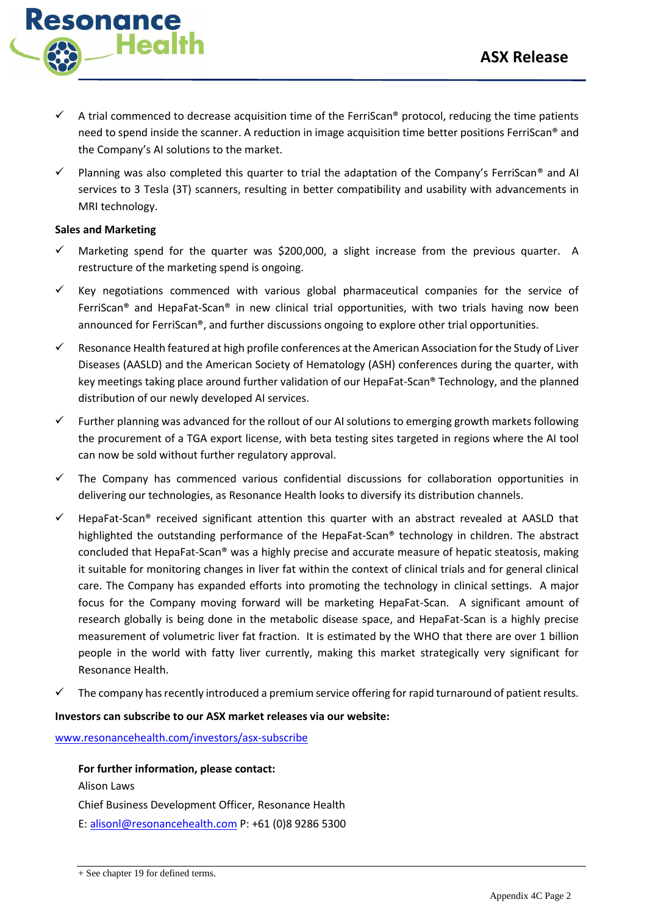- ✓ A trial commenced to decrease acquisition time of the FerriScan® protocol, reducing the time patients need to spend inside the scanner. A reduction in image acquisition time better positions FerriScan® and the Company's AI solutions to the market.
- ✓ Planning was also completed this quarter to trial the adaptation of the Company's FerriScan® and AI services to 3 Tesla (3T) scanners, resulting in better compatibility and usability with advancements in MRI technology.

**Sales and Marketing**

- ✓ Marketing spend for the quarter was $200,000, a slight increase from the previous quarter. A restructure of the marketing spend is ongoing.
- ✓ Key negotiations commenced with various global pharmaceutical companies for the service of FerriScan® and HepaFat-Scan® in new clinical trial opportunities, with two trials having now been announced for FerriScan®, and further discussions ongoing to explore other trial opportunities.
- ✓ Resonance Health featured at high profile conferences at the American Association for the Study of Liver Diseases (AASLD) and the American Society of Hematology (ASH) conferences during the quarter, with key meetings taking place around further validation of our HepaFat-Scan® Technology, and the planned distribution of our newly developed AI services.
- ✓ Further planning was advanced for the rollout of our AI solutions to emerging growth markets following the procurement of a TGA export license, with beta testing sites targeted in regions where the AI tool can now be sold without further regulatory approval.
- ✓ The Company has commenced various confidential discussions for collaboration opportunities in delivering our technologies, as Resonance Health looks to diversify its distribution channels.
- ✓ HepaFat-Scan® received significant attention this quarter with an abstract revealed at AASLD that highlighted the outstanding performance of the HepaFat-Scan® technology in children. The abstract concluded that HepaFat-Scan® was a highly precise and accurate measure of hepatic steatosis, making it suitable for monitoring changes in liver fat within the context of clinical trials and for general clinical care. The Company has expanded efforts into promoting the technology in clinical settings. A major focus for the Company moving forward will be marketing HepaFat-Scan. A significant amount of research globally is being done in the metabolic disease space, and HepaFat-Scan is a highly precise measurement of volumetric liver fat fraction. It is estimated by the WHO that there are over 1 billion people in the world with fatty liver currently, making this market strategically very significant for Resonance Health.
- ✓ The company has recently introduced a premium service offering for rapid turnaround of patient results.

**Investors can subscribe to our ASX market releases via our website:**

[www.resonancehealth.com/investors/asx-subscribe](http://www.resonancehealth.com/investors/asx-subscribe)

**For further information, please contact:**
Alison Laws
Chief Business Development Officer, Resonance Health
E: [alisonl@resonancehealth.com](mailto:alisonl@resonancehealth.com) P: +61 (0)8 9286 5300

+ See chapter 19 for defined terms.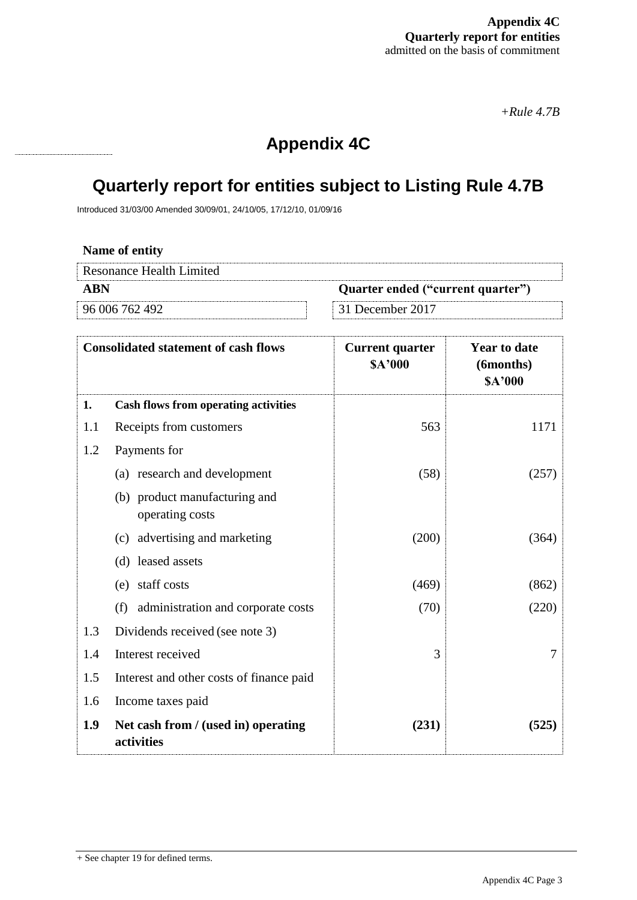**Appendix 4C**
**Quarterly report for entities**
admitted on the basis of commitment

*+Rule 4.7B*

# Appendix 4C

## Quarterly report for entities subject to Listing Rule 4.7B

Introduced 31/03/00 Amended 30/09/01, 24/10/05, 17/12/10, 01/09/16

**Name of entity**

Resonance Health Limited

| **ABN** | **Quarter ended ("current quarter")** |
|---|---|
| 96 006 762 492 | 31 December 2017 |

| **Consolidated statement of cash flows** | | **Current quarter $A'000** | **Year to date (6months) $A'000** |
|---|---|---|---|
| **1.** | **Cash flows from operating activities** | | |
| 1.1 | Receipts from customers | 563 | 1171 |
| 1.2 | Payments for | | |
| | (a) research and development | (58) | (257) |
| | (b) product manufacturing and operating costs | | |
| | (c) advertising and marketing | (200) | (364) |
| | (d) leased assets | | |
| | (e) staff costs | (469) | (862) |
| | (f) administration and corporate costs | (70) | (220) |
| 1.3 | Dividends received (see note 3) | | |
| 1.4 | Interest received | 3 | 7 |
| 1.5 | Interest and other costs of finance paid | | |
| 1.6 | Income taxes paid | | |
| **1.9** | **Net cash from / (used in) operating activities** | **(231)** | **(525)** |

+ See chapter 19 for defined terms.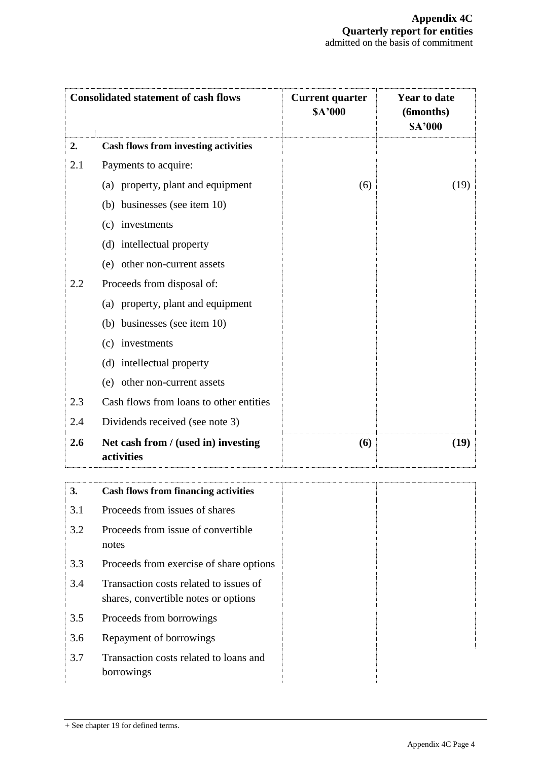| Consolidated statement of cash flows | | Current quarter $A'000 | Year to date (6months) $A'000 |
|---|---|---|---|
| **2.** | **Cash flows from investing activities** | | |
| 2.1 | Payments to acquire: | | |
| | (a) property, plant and equipment | (6) | (19) |
| | (b) businesses (see item 10) | | |
| | (c) investments | | |
| | (d) intellectual property | | |
| | (e) other non-current assets | | |
| 2.2 | Proceeds from disposal of: | | |
| | (a) property, plant and equipment | | |
| | (b) businesses (see item 10) | | |
| | (c) investments | | |
| | (d) intellectual property | | |
| | (e) other non-current assets | | |
| 2.3 | Cash flows from loans to other entities | | |
| 2.4 | Dividends received (see note 3) | | |
| **2.6** | **Net cash from / (used in) investing activities** | **(6)** | **(19)** |

| | | | |
|---|---|---|---|
| **3.** | **Cash flows from financing activities** | | |
| 3.1 | Proceeds from issues of shares | | |
| 3.2 | Proceeds from issue of convertible notes | | |
| 3.3 | Proceeds from exercise of share options | | |
| 3.4 | Transaction costs related to issues of shares, convertible notes or options | | |
| 3.5 | Proceeds from borrowings | | |
| 3.6 | Repayment of borrowings | | |
| 3.7 | Transaction costs related to loans and borrowings | | |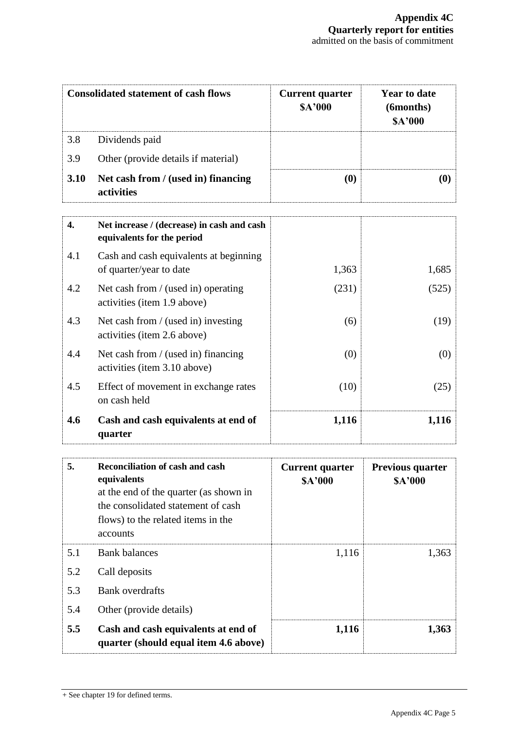| Consolidated statement of cash flows | | Current quarter $A'000 | Year to date (6months) $A'000 |
|---|---|---|---|
| 3.8 | Dividends paid | | |
| 3.9 | Other (provide details if material) | | |
| **3.10** | **Net cash from / (used in) financing activities** | **(0)** | **(0)** |

| | | | |
|---|---|---|---|
| **4.** | **Net increase / (decrease) in cash and cash equivalents for the period** | | |
| 4.1 | Cash and cash equivalents at beginning of quarter/year to date | 1,363 | 1,685 |
| 4.2 | Net cash from / (used in) operating activities (item 1.9 above) | (231) | (525) |
| 4.3 | Net cash from / (used in) investing activities (item 2.6 above) | (6) | (19) |
| 4.4 | Net cash from / (used in) financing activities (item 3.10 above) | (0) | (0) |
| 4.5 | Effect of movement in exchange rates on cash held | (10) | (25) |
| **4.6** | **Cash and cash equivalents at end of quarter** | **1,116** | **1,116** |

| **5.** | **Reconciliation of cash and cash equivalents** at the end of the quarter (as shown in the consolidated statement of cash flows) to the related items in the accounts | **Current quarter $A'000** | **Previous quarter $A'000** |
|---|---|---|---|
| 5.1 | Bank balances | 1,116 | 1,363 |
| 5.2 | Call deposits | | |
| 5.3 | Bank overdrafts | | |
| 5.4 | Other (provide details) | | |
| **5.5** | **Cash and cash equivalents at end of quarter (should equal item 4.6 above)** | **1,116** | **1,363** |

+ See chapter 19 for defined terms.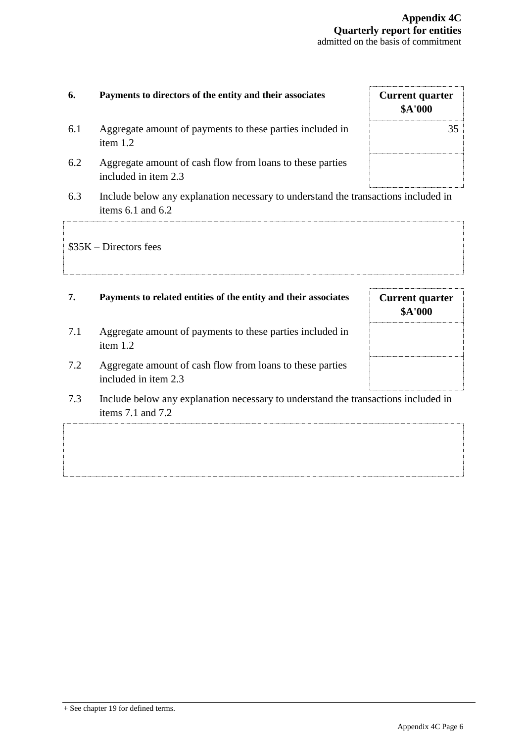| 6. | Payments to directors of the entity and their associates | Current quarter $A'000 |
|---|---|---|
| 6.1 | Aggregate amount of payments to these parties included in item 1.2 | 35 |
| 6.2 | Aggregate amount of cash flow from loans to these parties included in item 2.3 | |

6.3 Include below any explanation necessary to understand the transactions included in items 6.1 and 6.2

$35K – Directors fees

| 7. | Payments to related entities of the entity and their associates | Current quarter $A'000 |
|---|---|---|
| 7.1 | Aggregate amount of payments to these parties included in item 1.2 | |
| 7.2 | Aggregate amount of cash flow from loans to these parties included in item 2.3 | |

7.3 Include below any explanation necessary to understand the transactions included in items 7.1 and 7.2

+ See chapter 19 for defined terms.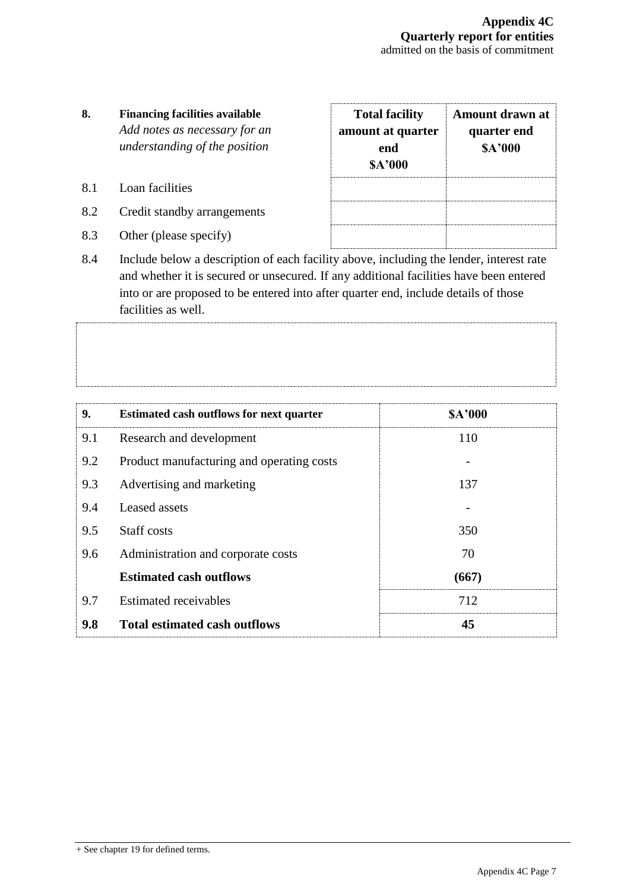| 8. | Financing facilities available *Add notes as necessary for an understanding of the position* | Total facility amount at quarter end $A'000 | Amount drawn at quarter end $A'000 |
|---|---|---|---|
| 8.1 | Loan facilities | | |
| 8.2 | Credit standby arrangements | | |
| 8.3 | Other (please specify) | | |

8.4 Include below a description of each facility above, including the lender, interest rate and whether it is secured or unsecured. If any additional facilities have been entered into or are proposed to be entered into after quarter end, include details of those facilities as well.

| 9. | Estimated cash outflows for next quarter | $A'000 |
|---|---|---|
| 9.1 | Research and development | 110 |
| 9.2 | Product manufacturing and operating costs | - |
| 9.3 | Advertising and marketing | 137 |
| 9.4 | Leased assets | - |
| 9.5 | Staff costs | 350 |
| 9.6 | Administration and corporate costs | 70 |
| | **Estimated cash outflows** | **(667)** |
| 9.7 | Estimated receivables | 712 |
| **9.8** | **Total estimated cash outflows** | **45** |

+ See chapter 19 for defined terms.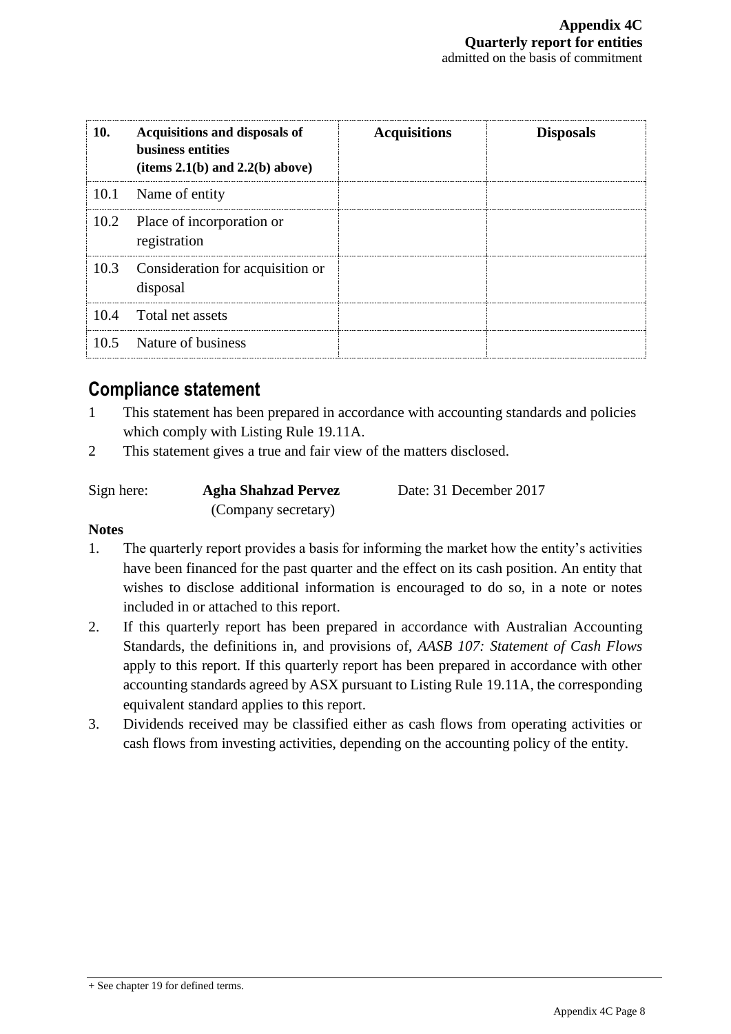| 10. | Acquisitions and disposals of business entities (items 2.1(b) and 2.2(b) above) | Acquisitions | Disposals |
|---|---|---|---|
| 10.1 | Name of entity | | |
| 10.2 | Place of incorporation or registration | | |
| 10.3 | Consideration for acquisition or disposal | | |
| 10.4 | Total net assets | | |
| 10.5 | Nature of business | | |

## Compliance statement

1. This statement has been prepared in accordance with accounting standards and policies which comply with Listing Rule 19.11A.
2. This statement gives a true and fair view of the matters disclosed.

Sign here: **Agha Shahzad Pervez** Date: 31 December 2017
(Company secretary)

**Notes**

1. The quarterly report provides a basis for informing the market how the entity's activities have been financed for the past quarter and the effect on its cash position. An entity that wishes to disclose additional information is encouraged to do so, in a note or notes included in or attached to this report.
2. If this quarterly report has been prepared in accordance with Australian Accounting Standards, the definitions in, and provisions of, *AASB 107: Statement of Cash Flows* apply to this report. If this quarterly report has been prepared in accordance with other accounting standards agreed by ASX pursuant to Listing Rule 19.11A, the corresponding equivalent standard applies to this report.
3. Dividends received may be classified either as cash flows from operating activities or cash flows from investing activities, depending on the accounting policy of the entity.